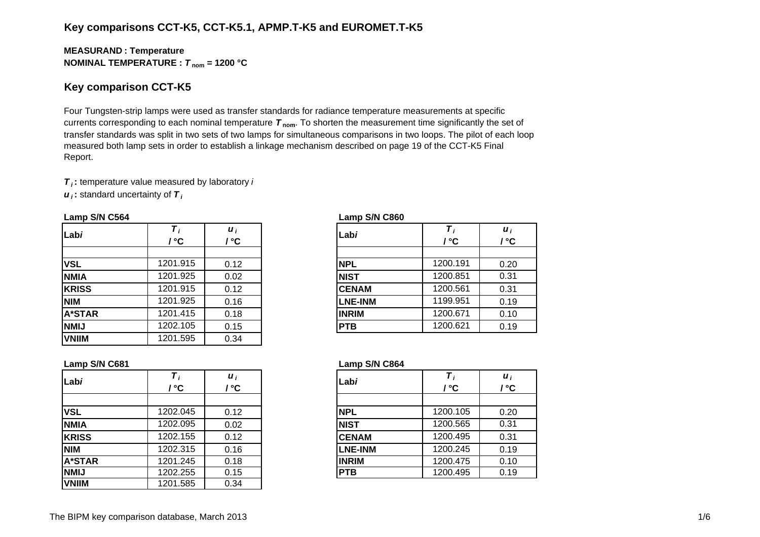## Key comparisons CCT-K5, CCT-K5.1, APMP.T-K5 and EUROMET.T-K5

**MEASURAND : Temperature**
**NOMINAL TEMPERATURE : $T_{nom}$ = 1200 °C**

## Key comparison CCT-K5

Four Tungsten-strip lamps were used as transfer standards for radiance temperature measurements at specific currents corresponding to each nominal temperature $T_{nom}$. To shorten the measurement time significantly the set of transfer standards was split in two sets of two lamps for simultaneous comparisons in two loops. The pilot of each loop measured both lamp sets in order to establish a linkage mechanism described on page 19 of the CCT-K5 Final Report.

$T_i$ **:** temperature value measured by laboratory *i*
$u_i$ **:** standard uncertainty of $T_i$

**Lamp S/N C564**

| Lab*i* | $T_i$ / °C | $u_i$ / °C |
|---|---|---|
| | | |
| VSL | 1201.915 | 0.12 |
| NMIA | 1201.925 | 0.02 |
| KRISS | 1201.915 | 0.12 |
| NIM | 1201.925 | 0.16 |
| A*STAR | 1201.415 | 0.18 |
| NMIJ | 1202.105 | 0.15 |
| VNIIM | 1201.595 | 0.34 |

**Lamp S/N C860**

| Lab*i* | $T_i$ / °C | $u_i$ / °C |
|---|---|---|
| | | |
| NPL | 1200.191 | 0.20 |
| NIST | 1200.851 | 0.31 |
| CENAM | 1200.561 | 0.31 |
| LNE-INM | 1199.951 | 0.19 |
| INRIM | 1200.671 | 0.10 |
| PTB | 1200.621 | 0.19 |

**Lamp S/N C681**

| Lab*i* | $T_i$ / °C | $u_i$ / °C |
|---|---|---|
| | | |
| VSL | 1202.045 | 0.12 |
| NMIA | 1202.095 | 0.02 |
| KRISS | 1202.155 | 0.12 |
| NIM | 1202.315 | 0.16 |
| A*STAR | 1201.245 | 0.18 |
| NMIJ | 1202.255 | 0.15 |
| VNIIM | 1201.585 | 0.34 |

**Lamp S/N C864**

| Lab*i* | $T_i$ / °C | $u_i$ / °C |
|---|---|---|
| | | |
| NPL | 1200.105 | 0.20 |
| NIST | 1200.565 | 0.31 |
| CENAM | 1200.495 | 0.31 |
| LNE-INM | 1200.245 | 0.19 |
| INRIM | 1200.475 | 0.10 |
| PTB | 1200.495 | 0.19 |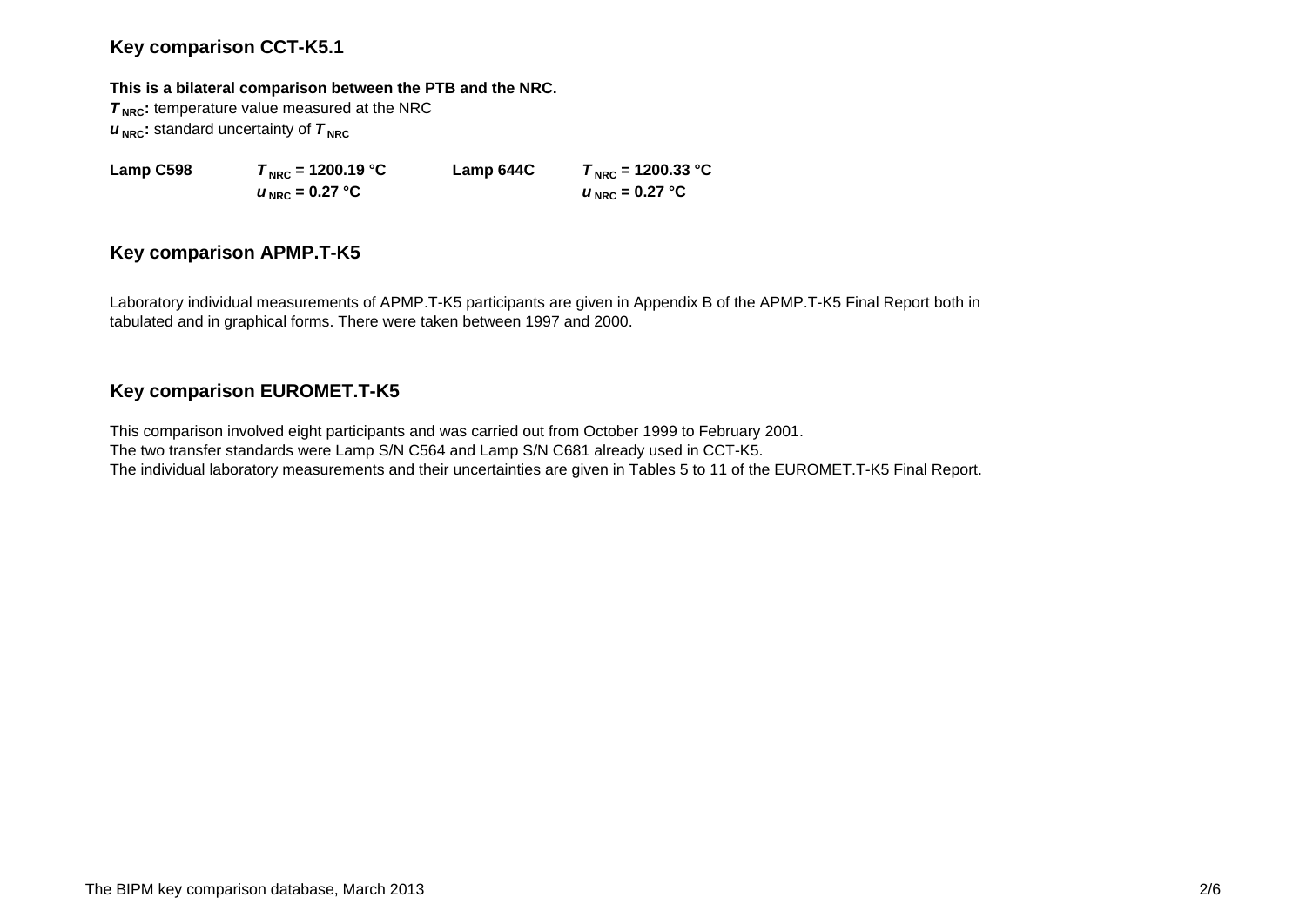## Key comparison CCT-K5.1

**This is a bilateral comparison between the PTB and the NRC.**

***$T_{NRC}$*****:** temperature value measured at the NRC

***$u_{NRC}$*****:** standard uncertainty of ***$T_{NRC}$***

| | | | |
|---|---|---|---|
| **Lamp C598** | ***$T_{NRC}$* = 1200.19 °C** | **Lamp 644C** | ***$T_{NRC}$* = 1200.33 °C** |
| | ***$u_{NRC}$* = 0.27 °C** | | ***$u_{NRC}$* = 0.27 °C** |

## Key comparison APMP.T-K5

Laboratory individual measurements of APMP.T-K5 participants are given in Appendix B of the APMP.T-K5 Final Report both in tabulated and in graphical forms. There were taken between 1997 and 2000.

## Key comparison EUROMET.T-K5

This comparison involved eight participants and was carried out from October 1999 to February 2001.
The two transfer standards were Lamp S/N C564 and Lamp S/N C681 already used in CCT-K5.
The individual laboratory measurements and their uncertainties are given in Tables 5 to 11 of the EUROMET.T-K5 Final Report.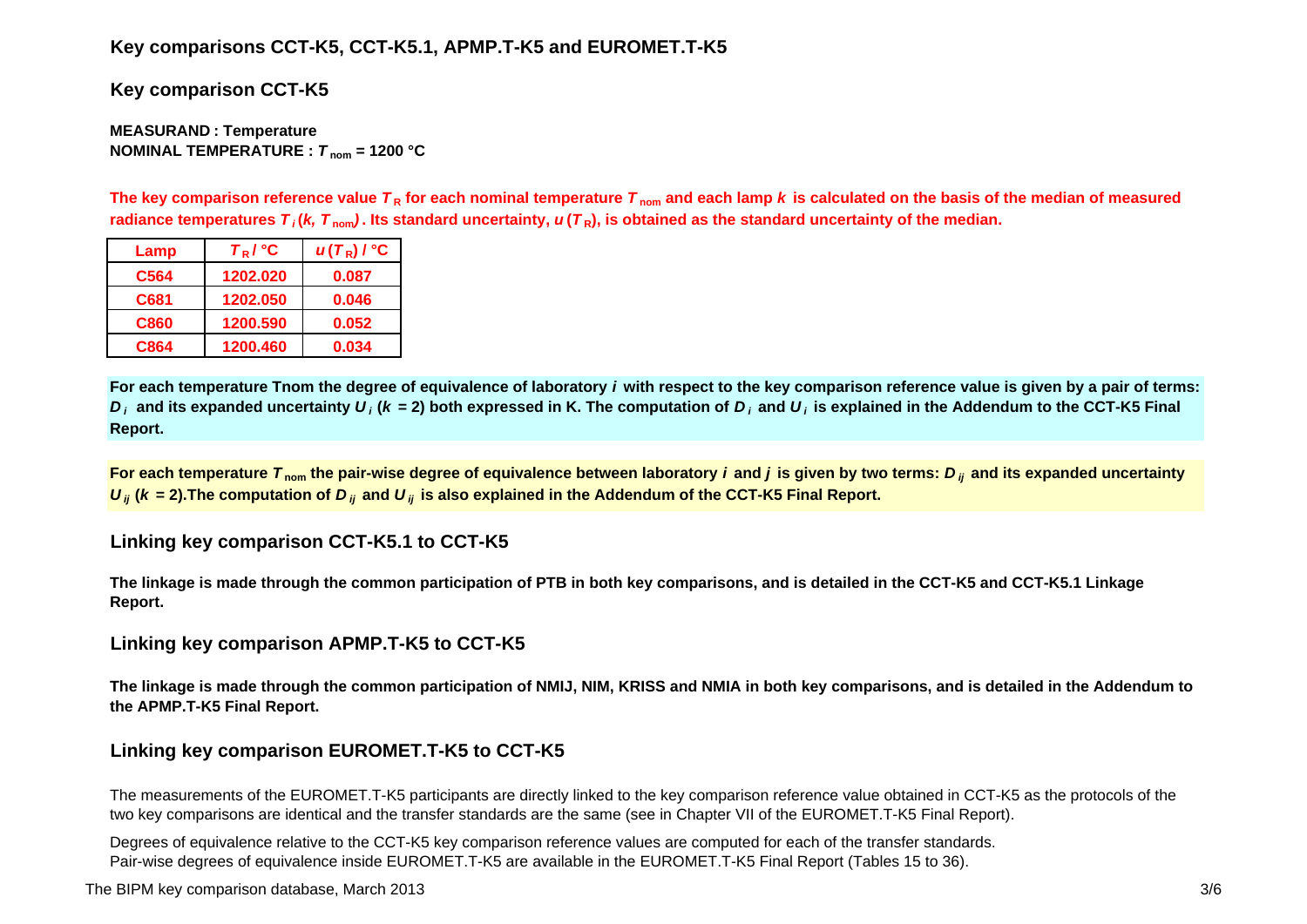## Key comparisons CCT-K5, CCT-K5.1, APMP.T-K5 and EUROMET.T-K5

## Key comparison CCT-K5

**MEASURAND : Temperature**
**NOMINAL TEMPERATURE : $T_{nom}$ = 1200 °C**

**The key comparison reference value $T_R$ for each nominal temperature $T_{nom}$ and each lamp *k* is calculated on the basis of the median of measured radiance temperatures $T_i(k, T_{nom})$. Its standard uncertainty, $u(T_R)$, is obtained as the standard uncertainty of the median.**

| Lamp | $T_R$ / °C | $u(T_R)$ / °C |
|---|---|---|
| C564 | 1202.020 | 0.087 |
| C681 | 1202.050 | 0.046 |
| C860 | 1200.590 | 0.052 |
| C864 | 1200.460 | 0.034 |

**For each temperature Tnom the degree of equivalence of laboratory *i* with respect to the key comparison reference value is given by a pair of terms: $D_i$ and its expanded uncertainty $U_i$ ($k$ = 2) both expressed in K. The computation of $D_i$ and $U_i$ is explained in the Addendum to the CCT-K5 Final Report.**

**For each temperature $T_{nom}$ the pair-wise degree of equivalence between laboratory *i* and *j* is given by two terms: $D_{ij}$ and its expanded uncertainty $U_{ij}$ ($k$ = 2).The computation of $D_{ij}$ and $U_{ij}$ is also explained in the Addendum of the CCT-K5 Final Report.**

### Linking key comparison CCT-K5.1 to CCT-K5

**The linkage is made through the common participation of PTB in both key comparisons, and is detailed in the CCT-K5 and CCT-K5.1 Linkage Report.**

### Linking key comparison APMP.T-K5 to CCT-K5

**The linkage is made through the common participation of NMIJ, NIM, KRISS and NMIA in both key comparisons, and is detailed in the Addendum to the APMP.T-K5 Final Report.**

### Linking key comparison EUROMET.T-K5 to CCT-K5

The measurements of the EUROMET.T-K5 participants are directly linked to the key comparison reference value obtained in CCT-K5 as the protocols of the two key comparisons are identical and the transfer standards are the same (see in Chapter VII of the EUROMET.T-K5 Final Report).

Degrees of equivalence relative to the CCT-K5 key comparison reference values are computed for each of the transfer standards.
Pair-wise degrees of equivalence inside EUROMET.T-K5 are available in the EUROMET.T-K5 Final Report (Tables 15 to 36).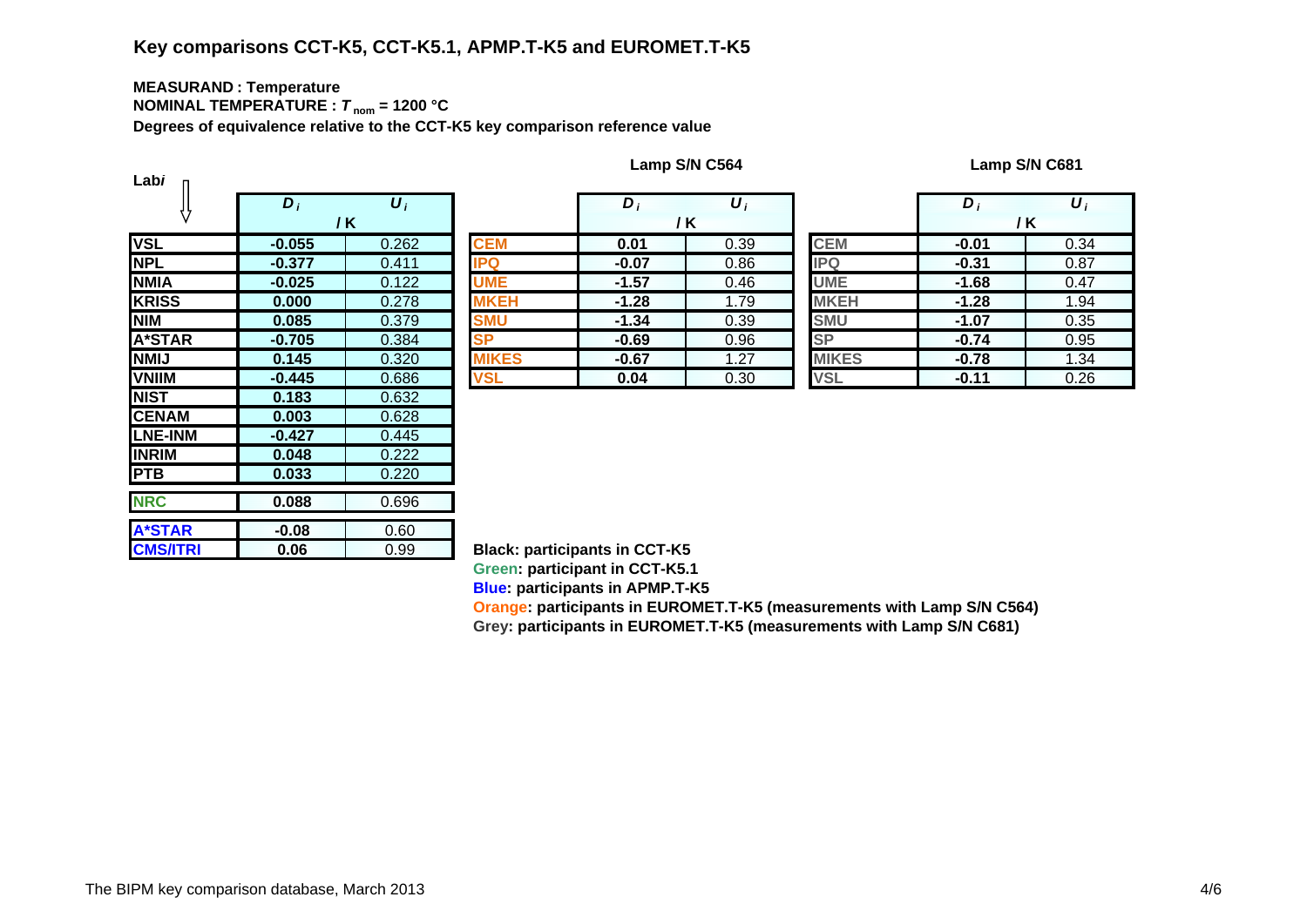## Key comparisons CCT-K5, CCT-K5.1, APMP.T-K5 and EUROMET.T-K5

**MEASURAND : Temperature**
**NOMINAL TEMPERATURE : $T_{nom}$ = 1200 °C**
**Degrees of equivalence relative to the CCT-K5 key comparison reference value**

| Lab *i* | $D_i$ / K | $U_i$ / K |
|---|---|---|
| VSL | -0.055 | 0.262 |
| NPL | -0.377 | 0.411 |
| NMIA | -0.025 | 0.122 |
| KRISS | 0.000 | 0.278 |
| NIM | 0.085 | 0.379 |
| A*STAR | -0.705 | 0.384 |
| NMIJ | 0.145 | 0.320 |
| VNIIM | -0.445 | 0.686 |
| NIST | 0.183 | 0.632 |
| CENAM | 0.003 | 0.628 |
| LNE-INM | -0.427 | 0.445 |
| INRIM | 0.048 | 0.222 |
| PTB | 0.033 | 0.220 |
| NRC | 0.088 | 0.696 |
| A*STAR | -0.08 | 0.60 |
| CMS/ITRI | 0.06 | 0.99 |

**Lamp S/N C564**

| Lab *i* | $D_i$ / K | $U_i$ / K |
|---|---|---|
| CEM | 0.01 | 0.39 |
| IPQ | -0.07 | 0.86 |
| UME | -1.57 | 0.46 |
| MKEH | -1.28 | 1.79 |
| SMU | -1.34 | 0.39 |
| SP | -0.69 | 0.96 |
| MIKES | -0.67 | 1.27 |
| VSL | 0.04 | 0.30 |

**Lamp S/N C681**

| Lab *i* | $D_i$ / K | $U_i$ / K |
|---|---|---|
| CEM | -0.01 | 0.34 |
| IPQ | -0.31 | 0.87 |
| UME | -1.68 | 0.47 |
| MKEH | -1.28 | 1.94 |
| SMU | -1.07 | 0.35 |
| SP | -0.74 | 0.95 |
| MIKES | -0.78 | 1.34 |
| VSL | -0.11 | 0.26 |

**Black: participants in CCT-K5**
**Green: participant in CCT-K5.1**
**Blue: participants in APMP.T-K5**
**Orange: participants in EUROMET.T-K5 (measurements with Lamp S/N C564)**
**Grey: participants in EUROMET.T-K5 (measurements with Lamp S/N C681)**

The BIPM key comparison database, March 2013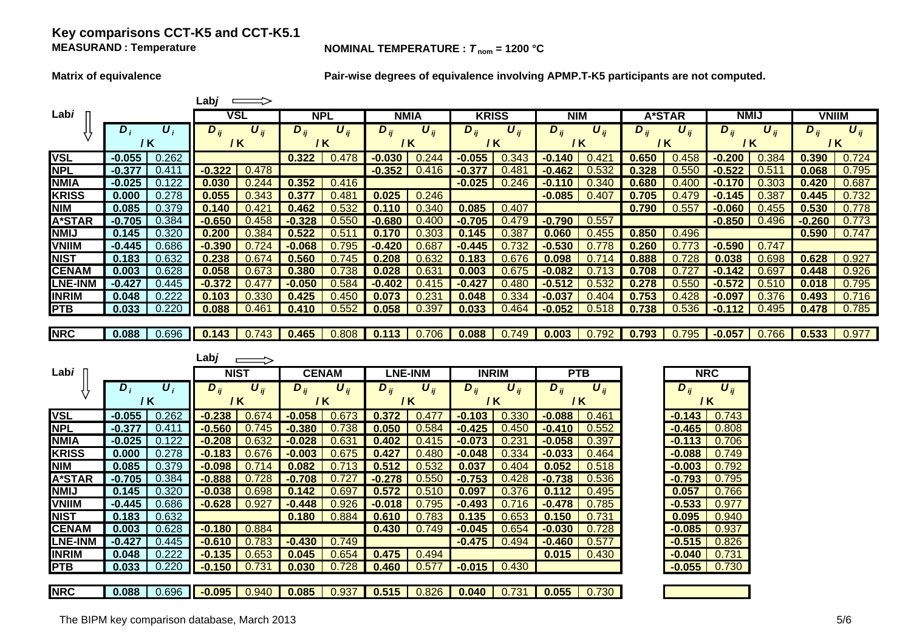# Key comparisons CCT-K5 and CCT-K5.1

**MEASURAND : Temperature**

**NOMINAL TEMPERATURE : $T_{nom}$ = 1200 °C**

**Matrix of equivalence**

**Pair-wise degrees of equivalence involving APMP.T-K5 participants are not computed.**

| Lab*i* ⇓ / Lab*j* ⇒ | $D_i$ / K | $U_i$ / K | VSL $D_{ij}$ / K | VSL $U_{ij}$ / K | NPL $D_{ij}$ / K | NPL $U_{ij}$ / K | NMIA $D_{ij}$ / K | NMIA $U_{ij}$ / K | KRISS $D_{ij}$ / K | KRISS $U_{ij}$ / K | NIM $D_{ij}$ / K | NIM $U_{ij}$ / K | A*STAR $D_{ij}$ / K | A*STAR $U_{ij}$ / K | NMIJ $D_{ij}$ / K | NMIJ $U_{ij}$ / K | VNIIM $D_{ij}$ / K | VNIIM $U_{ij}$ / K |
|---|---|---|---|---|---|---|---|---|---|---|---|---|---|---|---|---|---|---|
| **VSL** | **-0.055** | 0.262 | | | **0.322** | 0.478 | **-0.030** | 0.244 | **-0.055** | 0.343 | **-0.140** | 0.421 | **0.650** | 0.458 | **-0.200** | 0.384 | **0.390** | 0.724 |
| **NPL** | **-0.377** | 0.411 | **-0.322** | 0.478 | | | **-0.352** | 0.416 | **-0.377** | 0.481 | **-0.462** | 0.532 | **0.328** | 0.550 | **-0.522** | 0.511 | **0.068** | 0.795 |
| **NMIA** | **-0.025** | 0.122 | **0.030** | 0.244 | **0.352** | 0.416 | | | **-0.025** | 0.246 | **-0.110** | 0.340 | **0.680** | 0.400 | **-0.170** | 0.303 | **0.420** | 0.687 |
| **KRISS** | **0.000** | 0.278 | **0.055** | 0.343 | **0.377** | 0.481 | **0.025** | 0.246 | | | **-0.085** | 0.407 | **0.705** | 0.479 | **-0.145** | 0.387 | **0.445** | 0.732 |
| **NIM** | **0.085** | 0.379 | **0.140** | 0.421 | **0.462** | 0.532 | **0.110** | 0.340 | **0.085** | 0.407 | | | **0.790** | 0.557 | **-0.060** | 0.455 | **0.530** | 0.778 |
| **A*STAR** | **-0.705** | 0.384 | **-0.650** | 0.458 | **-0.328** | 0.550 | **-0.680** | 0.400 | **-0.705** | 0.479 | **-0.790** | 0.557 | | | **-0.850** | 0.496 | **-0.260** | 0.773 |
| **NMIJ** | **0.145** | 0.320 | **0.200** | 0.384 | **0.522** | 0.511 | **0.170** | 0.303 | **0.145** | 0.387 | **0.060** | 0.455 | **0.850** | 0.496 | | | **0.590** | 0.747 |
| **VNIIM** | **-0.445** | 0.686 | **-0.390** | 0.724 | **-0.068** | 0.795 | **-0.420** | 0.687 | **-0.445** | 0.732 | **-0.530** | 0.778 | **0.260** | 0.773 | **-0.590** | 0.747 | | |
| **NIST** | **0.183** | 0.632 | **0.238** | 0.674 | **0.560** | 0.745 | **0.208** | 0.632 | **0.183** | 0.676 | **0.098** | 0.714 | **0.888** | 0.728 | **0.038** | 0.698 | **0.628** | 0.927 |
| **CENAM** | **0.003** | 0.628 | **0.058** | 0.673 | **0.380** | 0.738 | **0.028** | 0.631 | **0.003** | 0.675 | **-0.082** | 0.713 | **0.708** | 0.727 | **-0.142** | 0.697 | **0.448** | 0.926 |
| **LNE-INM** | **-0.427** | 0.445 | **-0.372** | 0.477 | **-0.050** | 0.584 | **-0.402** | 0.415 | **-0.427** | 0.480 | **-0.512** | 0.532 | **0.278** | 0.550 | **-0.572** | 0.510 | **0.018** | 0.795 |
| **INRIM** | **0.048** | 0.222 | **0.103** | 0.330 | **0.425** | 0.450 | **0.073** | 0.231 | **0.048** | 0.334 | **-0.037** | 0.404 | **0.753** | 0.428 | **-0.097** | 0.376 | **0.493** | 0.716 |
| **PTB** | **0.033** | 0.220 | **0.088** | 0.461 | **0.410** | 0.552 | **0.058** | 0.397 | **0.033** | 0.464 | **-0.052** | 0.518 | **0.738** | 0.536 | **-0.112** | 0.495 | **0.478** | 0.785 |
| **NRC** | **0.088** | 0.696 | **0.143** | 0.743 | **0.465** | 0.808 | **0.113** | 0.706 | **0.088** | 0.749 | **0.003** | 0.792 | **0.793** | 0.795 | **-0.057** | 0.766 | **0.533** | 0.977 |

| Lab*i* ⇓ / Lab*j* ⇒ | $D_i$ / K | $U_i$ / K | NIST $D_{ij}$ / K | NIST $U_{ij}$ / K | CENAM $D_{ij}$ / K | CENAM $U_{ij}$ / K | LNE-INM $D_{ij}$ / K | LNE-INM $U_{ij}$ / K | INRIM $D_{ij}$ / K | INRIM $U_{ij}$ / K | PTB $D_{ij}$ / K | PTB $U_{ij}$ / K | NRC $D_{ij}$ / K | NRC $U_{ij}$ / K |
|---|---|---|---|---|---|---|---|---|---|---|---|---|---|---|
| **VSL** | **-0.055** | 0.262 | **-0.238** | 0.674 | **-0.058** | 0.673 | **0.372** | 0.477 | **-0.103** | 0.330 | **-0.088** | 0.461 | **-0.143** | 0.743 |
| **NPL** | **-0.377** | 0.411 | **-0.560** | 0.745 | **-0.380** | 0.738 | **0.050** | 0.584 | **-0.425** | 0.450 | **-0.410** | 0.552 | **-0.465** | 0.808 |
| **NMIA** | **-0.025** | 0.122 | **-0.208** | 0.632 | **-0.028** | 0.631 | **0.402** | 0.415 | **-0.073** | 0.231 | **-0.058** | 0.397 | **-0.113** | 0.706 |
| **KRISS** | **0.000** | 0.278 | **-0.183** | 0.676 | **-0.003** | 0.675 | **0.427** | 0.480 | **-0.048** | 0.334 | **-0.033** | 0.464 | **-0.088** | 0.749 |
| **NIM** | **0.085** | 0.379 | **-0.098** | 0.714 | **0.082** | 0.713 | **0.512** | 0.532 | **0.037** | 0.404 | **0.052** | 0.518 | **-0.003** | 0.792 |
| **A*STAR** | **-0.705** | 0.384 | **-0.888** | 0.728 | **-0.708** | 0.727 | **-0.278** | 0.550 | **-0.753** | 0.428 | **-0.738** | 0.536 | **-0.793** | 0.795 |
| **NMIJ** | **0.145** | 0.320 | **-0.038** | 0.698 | **0.142** | 0.697 | **0.572** | 0.510 | **0.097** | 0.376 | **0.112** | 0.495 | **0.057** | 0.766 |
| **VNIIM** | **-0.445** | 0.686 | **-0.628** | 0.927 | **-0.448** | 0.926 | **-0.018** | 0.795 | **-0.493** | 0.716 | **-0.478** | 0.785 | **-0.533** | 0.977 |
| **NIST** | **0.183** | 0.632 | | | **0.180** | 0.884 | **0.610** | 0.783 | **0.135** | 0.653 | **0.150** | 0.731 | **0.095** | 0.940 |
| **CENAM** | **0.003** | 0.628 | **-0.180** | 0.884 | | | **0.430** | 0.749 | **-0.045** | 0.654 | **-0.030** | 0.728 | **-0.085** | 0.937 |
| **LNE-INM** | **-0.427** | 0.445 | **-0.610** | 0.783 | **-0.430** | 0.749 | | | **-0.475** | 0.494 | **-0.460** | 0.577 | **-0.515** | 0.826 |
| **INRIM** | **0.048** | 0.222 | **-0.135** | 0.653 | **0.045** | 0.654 | **0.475** | 0.494 | | | **0.015** | 0.430 | **-0.040** | 0.731 |
| **PTB** | **0.033** | 0.220 | **-0.150** | 0.731 | **0.030** | 0.728 | **0.460** | 0.577 | **-0.015** | 0.430 | | | **-0.055** | 0.730 |
| **NRC** | **0.088** | 0.696 | **-0.095** | 0.940 | **0.085** | 0.937 | **0.515** | 0.826 | **0.040** | 0.731 | **0.055** | 0.730 | | |

The BIPM key comparison database, March 2013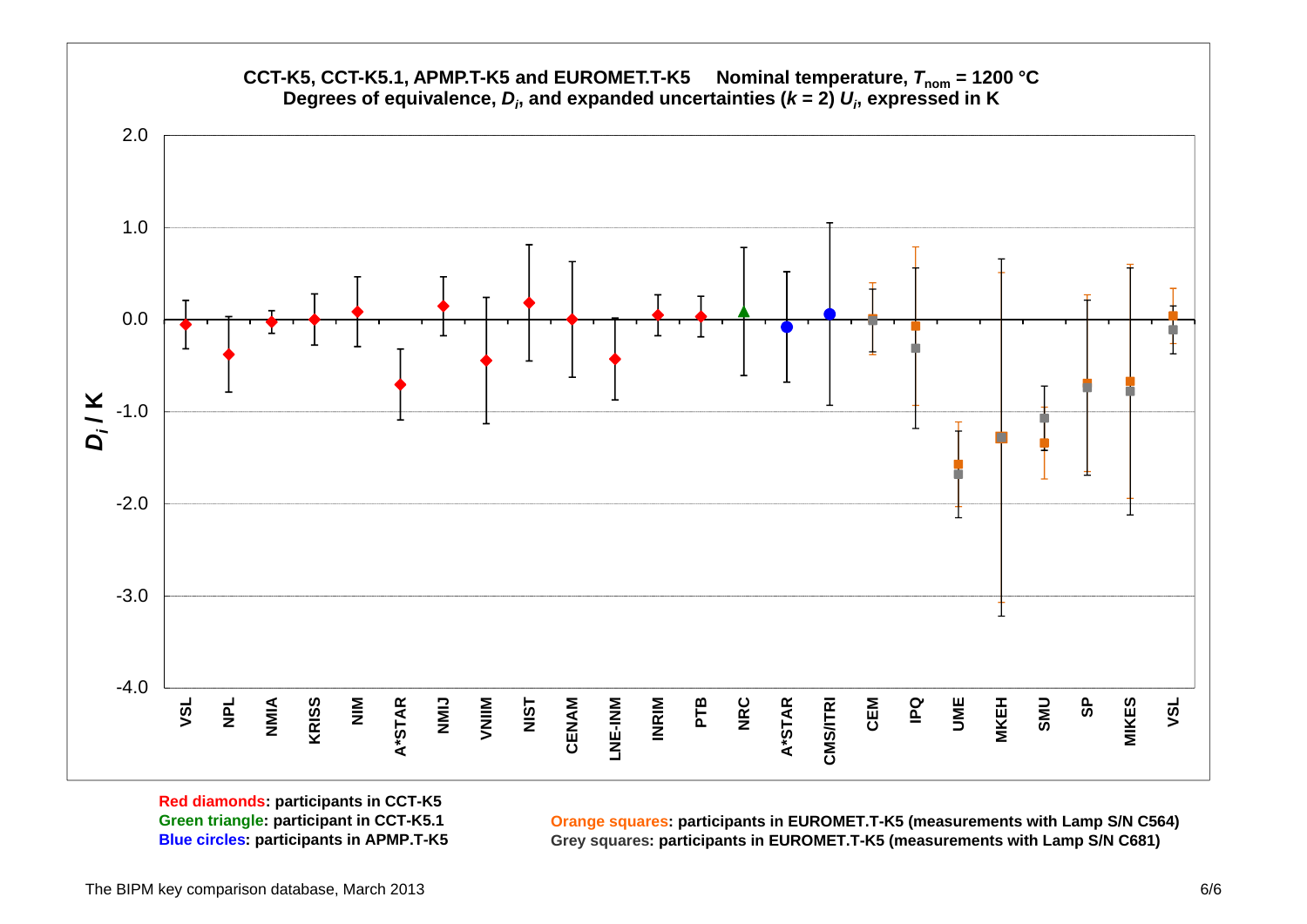**CCT-K5, CCT-K5.1, APMP.T-K5 and EUROMET.T-K5     Nominal temperature, $T_{nom}$ = 1200 °C**

**Degrees of equivalence, $D_i$, and expanded uncertainties ($k$ = 2) $U_i$, expressed in K**

$D_i$ / K

2.0
1.0
0.0
-1.0
-2.0
-3.0
-4.0

VSL
NPL
NMIA
KRISS
NIM
A*STAR
NMIJ
VNIIM
NIST
CENAM
LNE-INM
INRIM
PTB
NRC
A*STAR
CMS/ITRI
CEM
IPQ
UME
MKEH
SMU
SP
MIKES
VSL

**Red diamonds: participants in CCT-K5**
**Green triangle: participant in CCT-K5.1**
**Blue circles: participants in APMP.T-K5**

**Orange squares: participants in EUROMET.T-K5 (measurements with Lamp S/N C564)**
**Grey squares: participants in EUROMET.T-K5 (measurements with Lamp S/N C681)**

The BIPM key comparison database, March 2013